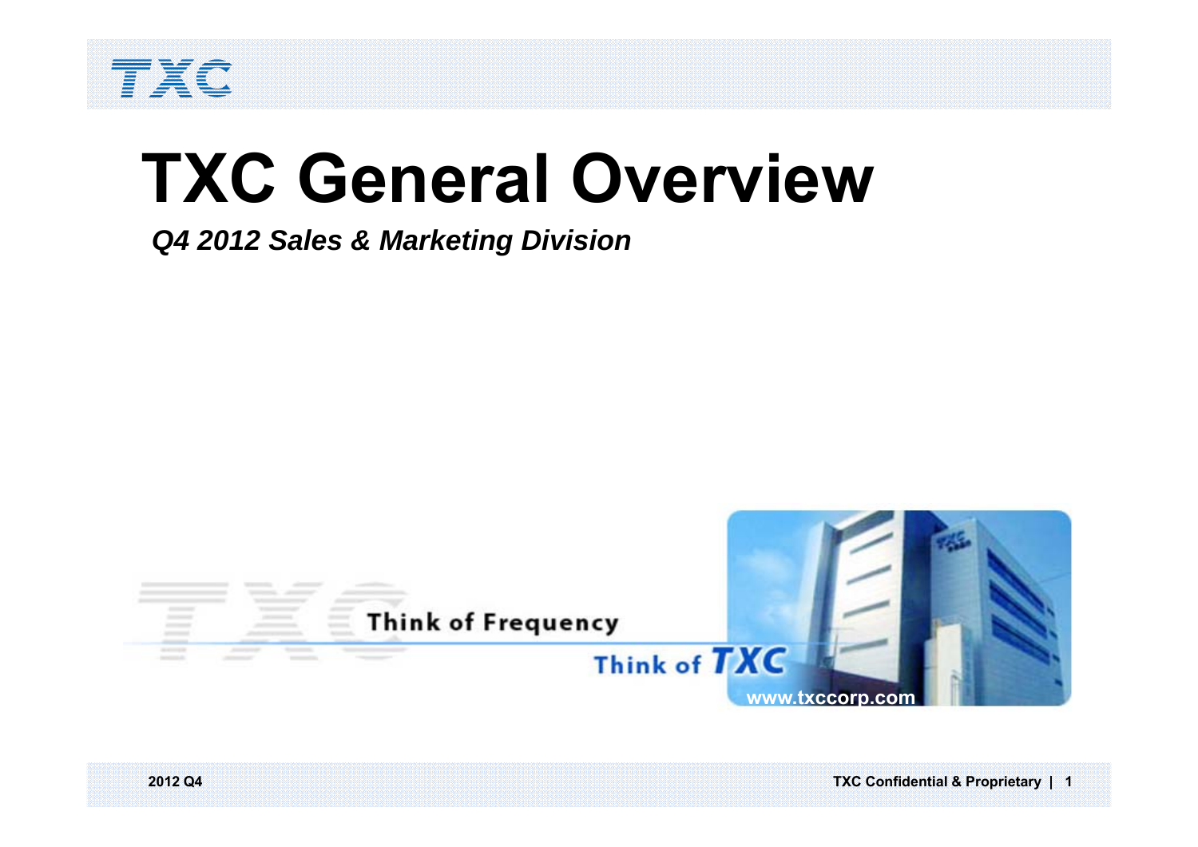# TXC General Overview

***Q4 2012 Sales & Marketing Division***

Think of Frequency

Think of TXC

www.txccorp.com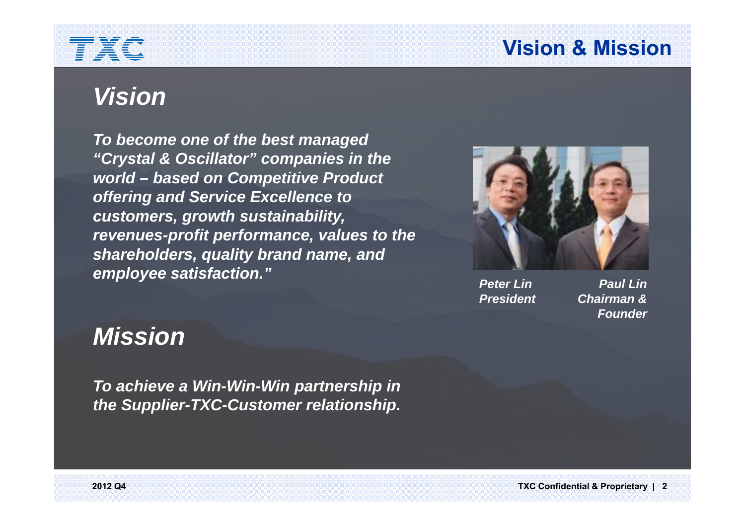# Vision & Mission

## *Vision*

***To become one of the best managed "Crystal & Oscillator" companies in the world – based on Competitive Product offering and Service Excellence to customers, growth sustainability, revenues-profit performance, values to the shareholders, quality brand name, and employee satisfaction."***

***Peter Lin***
***President***

***Paul Lin***
***Chairman & Founder***

## *Mission*

***To achieve a Win-Win-Win partnership in the Supplier-TXC-Customer relationship.***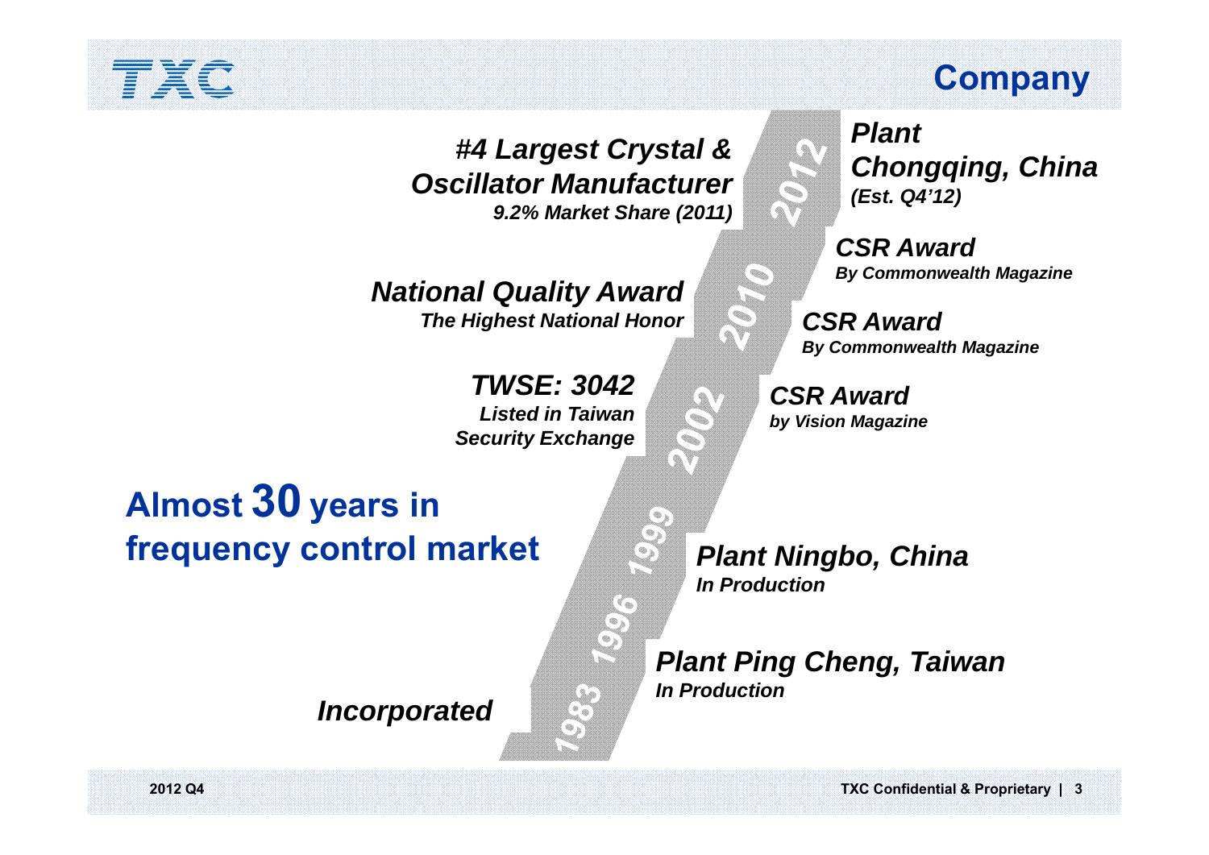# Company

**Almost 30 years in frequency control market**

- **1983** — ***Incorporated***
- **1996** — ***Plant Ping Cheng, Taiwan***
  ***In Production***
- **1999** — ***Plant Ningbo, China***
  ***In Production***
- **2002** — ***TWSE: 3042***
  ***Listed in Taiwan Security Exchange***
  ***CSR Award***
  ***by Vision Magazine***
- **2010** — ***National Quality Award***
  ***The Highest National Honor***
  ***CSR Award***
  ***By Commonwealth Magazine***
- **2012** — ***#4 Largest Crystal & Oscillator Manufacturer***
  ***9.2% Market Share (2011)***
  ***CSR Award***
  ***By Commonwealth Magazine***
  ***Plant Chongqing, China***
  ***(Est. Q4'12)***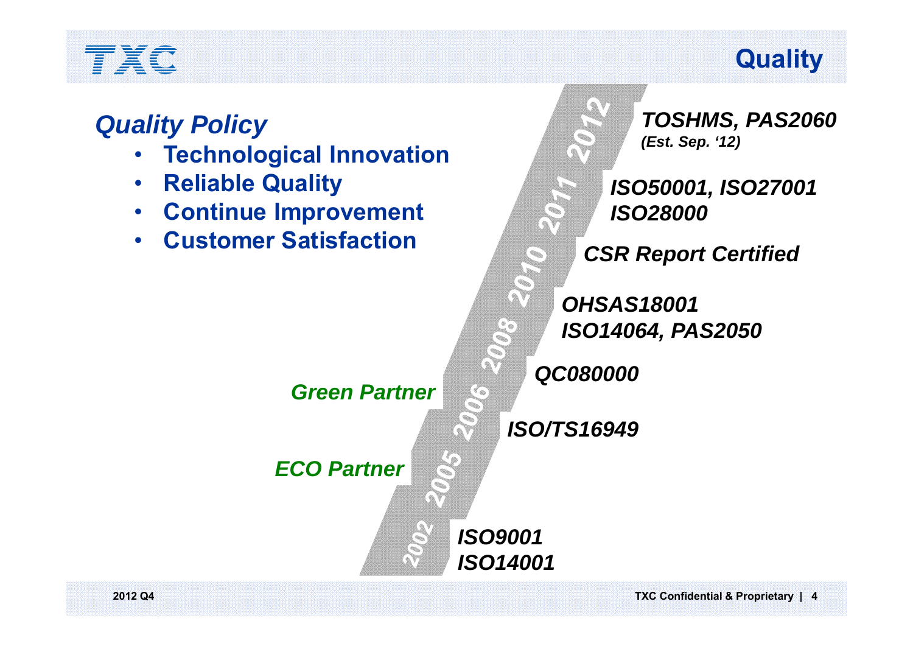# Quality

## *Quality Policy*

- **Technological Innovation**
- **Reliable Quality**
- **Continue Improvement**
- **Customer Satisfaction**

| Year | Certification |
| --- | --- |
| 2012 | *TOSHMS, PAS2060 (Est. Sep. '12)* |
| 2011 | *ISO50001, ISO27001, ISO28000* |
| 2010 | *CSR Report Certified* |
| 2008 | *OHSAS18001, ISO14064, PAS2050* |
| 2006 | *QC080000*; *Green Partner* |
| 2005 | *ISO/TS16949*; *ECO Partner* |
| 2002 | *ISO9001, ISO14001* |

2012 Q4

TXC Confidential & Proprietary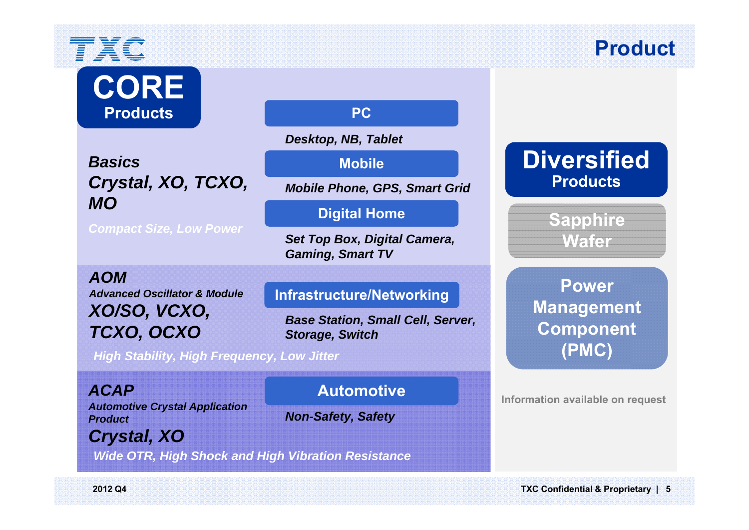# Product

## CORE Products

### Basics

**Crystal, XO, TCXO, MO**

*Compact Size, Low Power*

- **PC**
  - *Desktop, NB, Tablet*
- **Mobile**
  - *Mobile Phone, GPS, Smart Grid*
- **Digital Home**
  - *Set Top Box, Digital Camera, Gaming, Smart TV*

### AOM

*Advanced Oscillator & Module*

**XO/SO, VCXO, TCXO, OCXO**

*High Stability, High Frequency, Low Jitter*

- **Infrastructure/Networking**
  - *Base Station, Small Cell, Server, Storage, Switch*

### ACAP

*Automotive Crystal Application Product*

**Crystal, XO**

*Wide OTR, High Shock and High Vibration Resistance*

- **Automotive**
  - *Non-Safety, Safety*

## Diversified Products

- Sapphire Wafer
- Power Management Component (PMC)

Information available on request

2012 Q4

TXC Confidential & Proprietary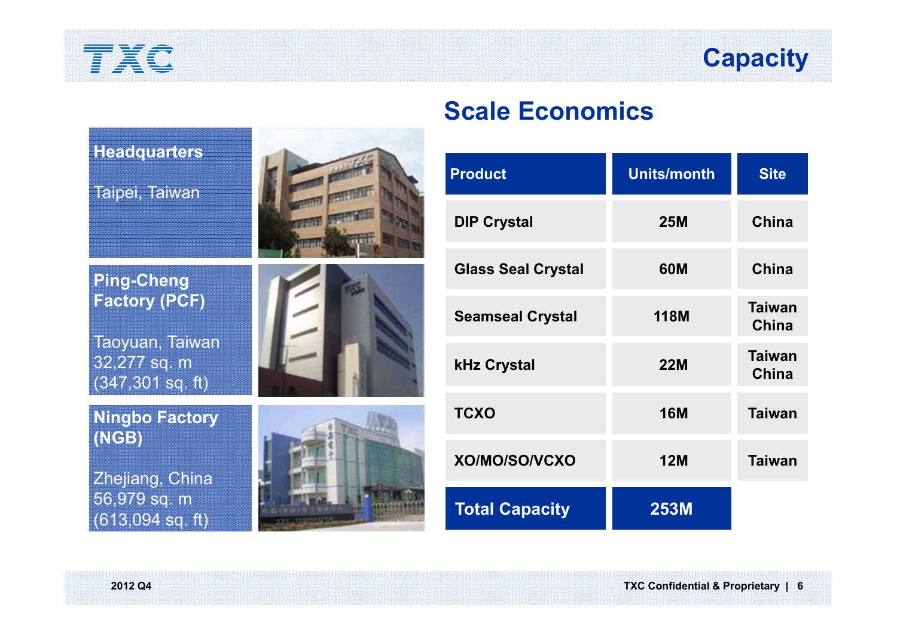# Capacity

**Headquarters**

Taipei, Taiwan

**Ping-Cheng Factory (PCF)**

Taoyuan, Taiwan
32,277 sq. m
(347,301 sq. ft)

**Ningbo Factory (NGB)**

Zhejiang, China
56,979 sq. m
(613,094 sq. ft)

## Scale Economics

| Product | Units/month | Site |
|---|---|---|
| DIP Crystal | 25M | China |
| Glass Seal Crystal | 60M | China |
| Seamseal Crystal | 118M | Taiwan China |
| kHz Crystal | 22M | Taiwan China |
| TCXO | 16M | Taiwan |
| XO/MO/SO/VCXO | 12M | Taiwan |
| **Total Capacity** | **253M** | |

2012 Q4

TXC Confidential & Proprietary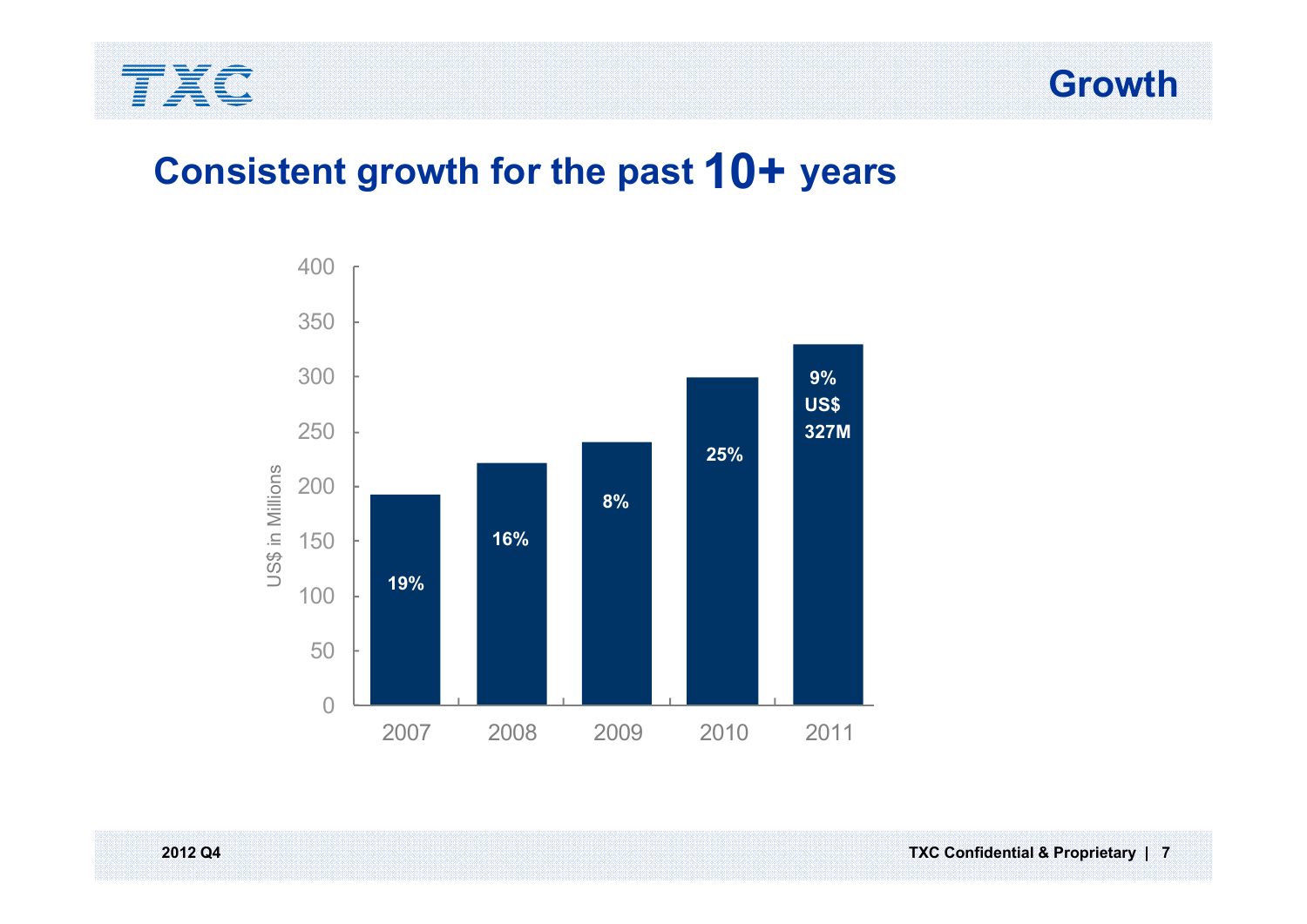# Growth

## Consistent growth for the past **10+** years

US$ in Millions

| Year | Growth |
|---|---|
| 2007 | 19% |
| 2008 | 16% |
| 2009 | 8% |
| 2010 | 25% |
| 2011 | 9% US$ 327M |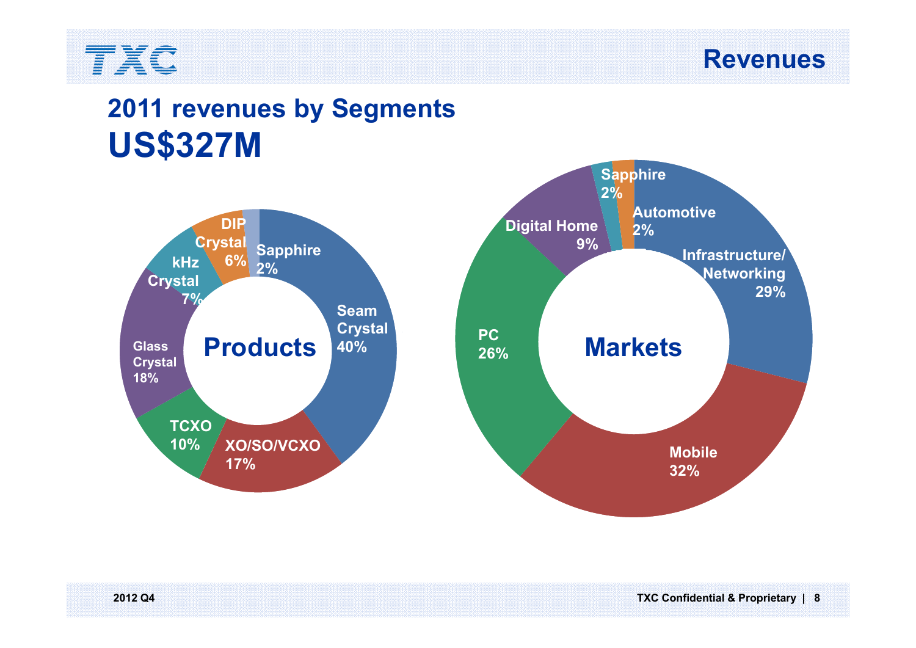# Revenues

## 2011 revenues by Segments

## US$327M

**Products**

| Segment | Share |
| --- | --- |
| Seam Crystal | 40% |
| XO/SO/VCXO | 17% |
| TCXO | 10% |
| Glass Crystal | 18% |
| kHz Crystal | 7% |
| DIP Crystal | 6% |
| Sapphire | 2% |

**Markets**

| Segment | Share |
| --- | --- |
| Infrastructure/ Networking | 29% |
| Mobile | 32% |
| PC | 26% |
| Digital Home | 9% |
| Sapphire | 2% |
| Automotive | 2% |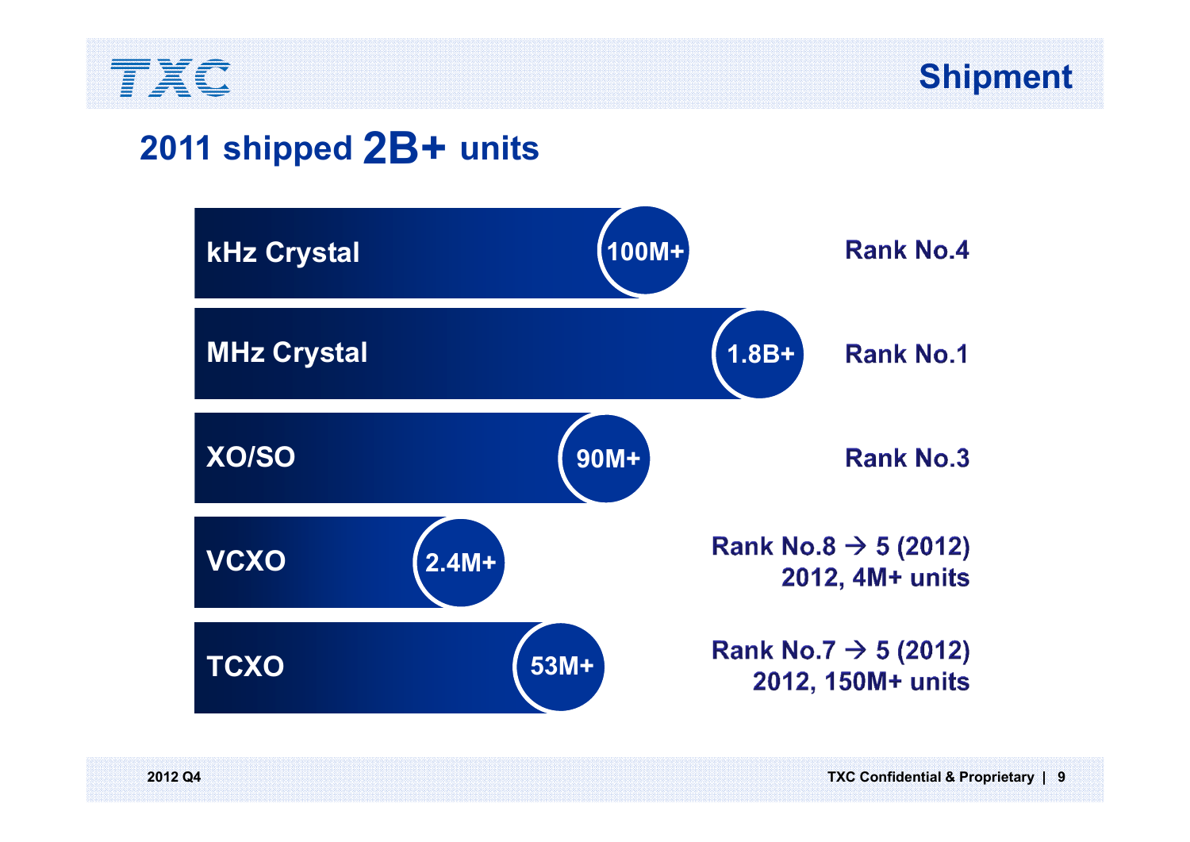# Shipment

## 2011 shipped 2B+ units

| Product | Units | Rank |
|---|---|---|
| kHz Crystal | 100M+ | Rank No.4 |
| MHz Crystal | 1.8B+ | Rank No.1 |
| XO/SO | 90M+ | Rank No.3 |
| VCXO | 2.4M+ | Rank No.8 → 5 (2012)<br>2012, 4M+ units |
| TCXO | 53M+ | Rank No.7 → 5 (2012)<br>2012, 150M+ units |

2012 Q4

TXC Confidential & Proprietary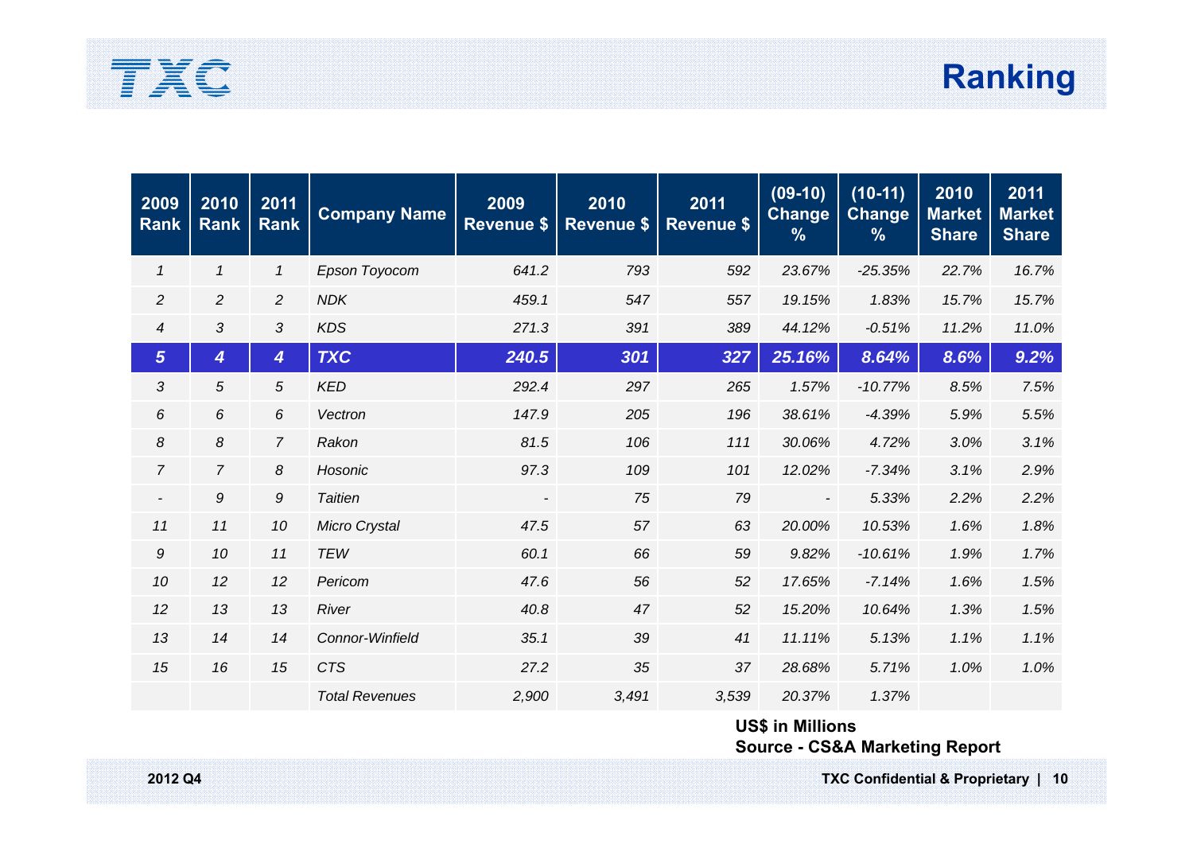# Ranking

| 2009 Rank | 2010 Rank | 2011 Rank | Company Name | 2009 Revenue $ | 2010 Revenue $ | 2011 Revenue $ | (09-10) Change % | (10-11) Change % | 2010 Market Share | 2011 Market Share |
|---|---|---|---|---|---|---|---|---|---|---|
| 1 | 1 | 1 | Epson Toyocom | 641.2 | 793 | 592 | 23.67% | -25.35% | 22.7% | 16.7% |
| 2 | 2 | 2 | NDK | 459.1 | 547 | 557 | 19.15% | 1.83% | 15.7% | 15.7% |
| 4 | 3 | 3 | KDS | 271.3 | 391 | 389 | 44.12% | -0.51% | 11.2% | 11.0% |
| **5** | **4** | **4** | **TXC** | **240.5** | **301** | **327** | **25.16%** | **8.64%** | **8.6%** | **9.2%** |
| 3 | 5 | 5 | KED | 292.4 | 297 | 265 | 1.57% | -10.77% | 8.5% | 7.5% |
| 6 | 6 | 6 | Vectron | 147.9 | 205 | 196 | 38.61% | -4.39% | 5.9% | 5.5% |
| 8 | 8 | 7 | Rakon | 81.5 | 106 | 111 | 30.06% | 4.72% | 3.0% | 3.1% |
| 7 | 7 | 8 | Hosonic | 97.3 | 109 | 101 | 12.02% | -7.34% | 3.1% | 2.9% |
| - | 9 | 9 | Taitien | - | 75 | 79 | - | 5.33% | 2.2% | 2.2% |
| 11 | 11 | 10 | Micro Crystal | 47.5 | 57 | 63 | 20.00% | 10.53% | 1.6% | 1.8% |
| 9 | 10 | 11 | TEW | 60.1 | 66 | 59 | 9.82% | -10.61% | 1.9% | 1.7% |
| 10 | 12 | 12 | Pericom | 47.6 | 56 | 52 | 17.65% | -7.14% | 1.6% | 1.5% |
| 12 | 13 | 13 | River | 40.8 | 47 | 52 | 15.20% | 10.64% | 1.3% | 1.5% |
| 13 | 14 | 14 | Connor-Winfield | 35.1 | 39 | 41 | 11.11% | 5.13% | 1.1% | 1.1% |
| 15 | 16 | 15 | CTS | 27.2 | 35 | 37 | 28.68% | 5.71% | 1.0% | 1.0% |
| | | | Total Revenues | 2,900 | 3,491 | 3,539 | 20.37% | 1.37% | | |

**US$ in Millions**
**Source - CS&A Marketing Report**

2012 Q4

TXC Confidential & Proprietary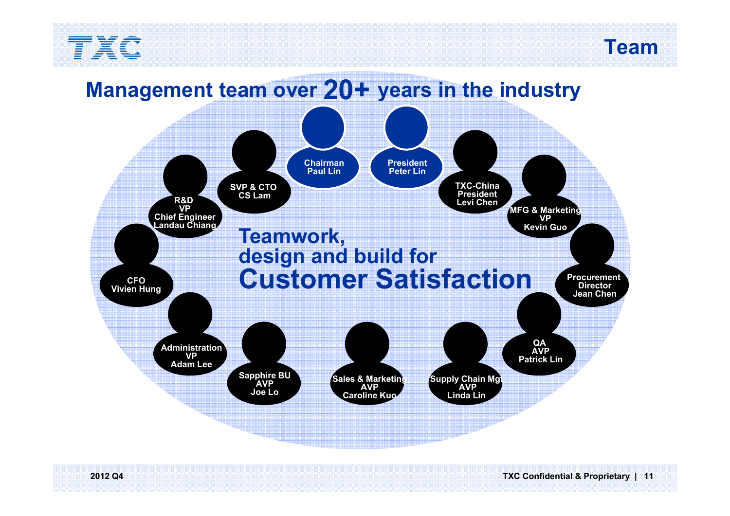# Team

## Management team over 20+ years in the industry

- Chairman Paul Lin
- President Peter Lin
- SVP & CTO CS Lam
- TXC-China President Levi Chen
- R&D VP Chief Engineer Landau Chiang
- MFG & Marketing VP Kevin Guo
- CFO Vivien Hung
- Procurement Director Jean Chen
- Administration VP Adam Lee
- QA AVP Patrick Lin
- Sapphire BU AVP Joe Lo
- Sales & Marketing AVP Caroline Kuo
- Supply Chain Mgt AVP Linda Lin

**Teamwork, design and build for Customer Satisfaction**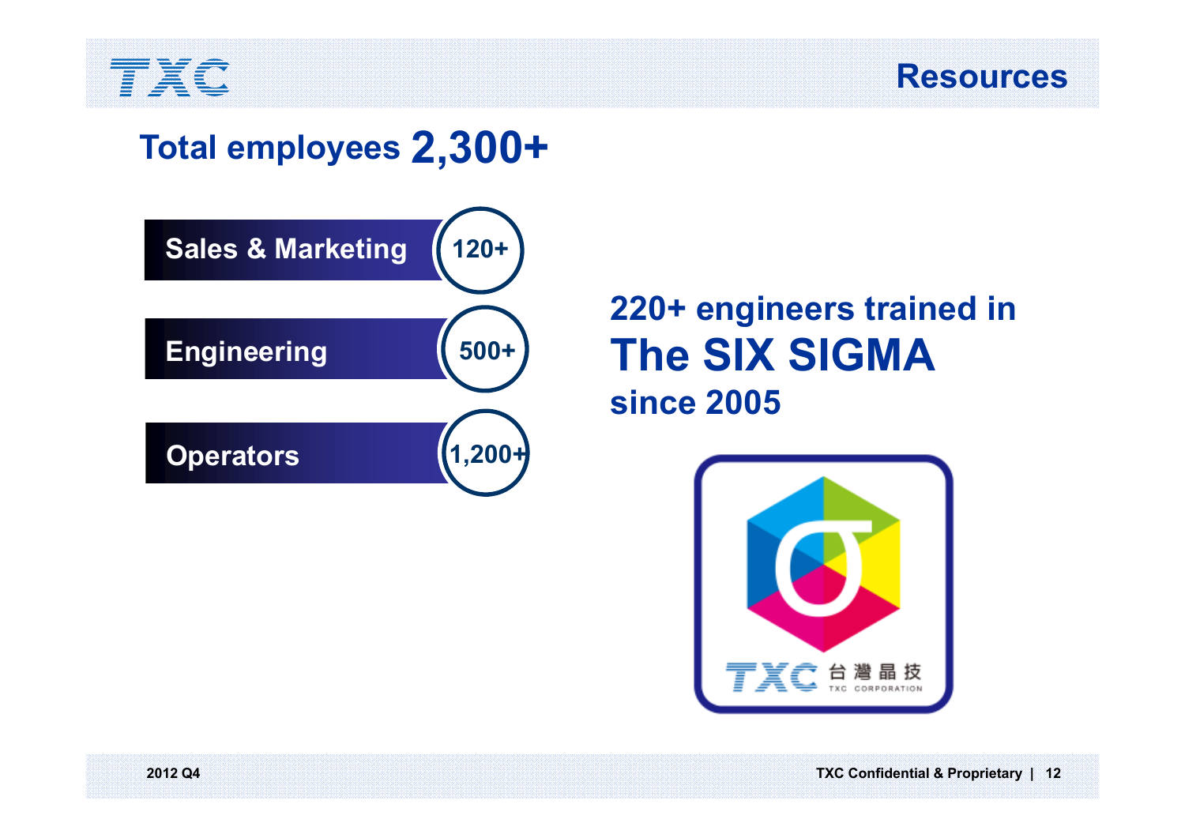# Resources

## Total employees 2,300+

| Department | Count |
|---|---|
| Sales & Marketing | 120+ |
| Engineering | 500+ |
| Operators | 1,200+ |

**220+ engineers trained in**

**The SIX SIGMA**

**since 2005**

TXC 台灣晶技 TXC CORPORATION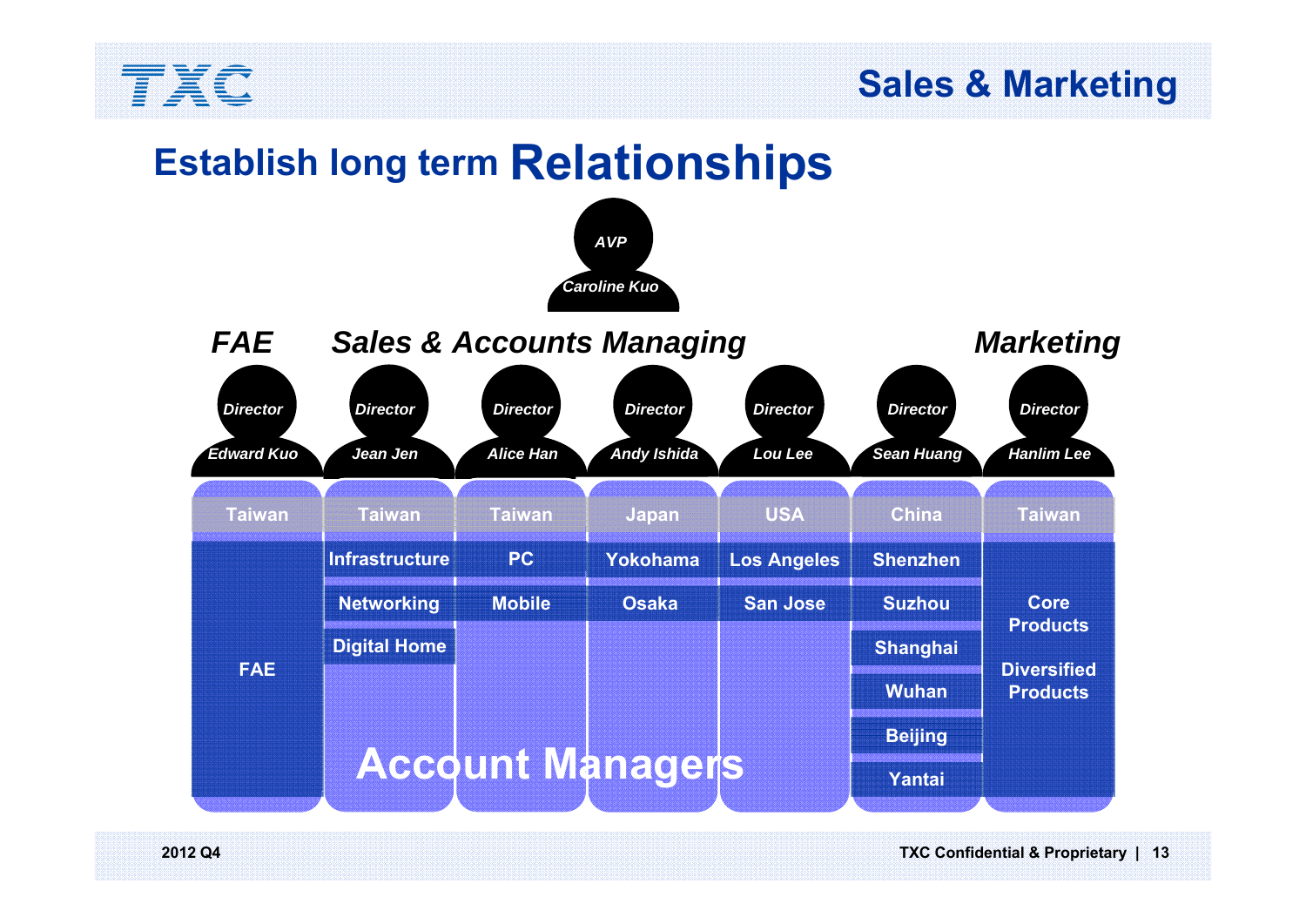# Sales & Marketing

## Establish long term Relationships

***AVP***
***Caroline Kuo***

| *FAE* | *Sales & Accounts Managing* | | | | | *Marketing* |
|---|---|---|---|---|---|---|
| *Director* *Edward Kuo* | *Director* *Jean Jen* | *Director* *Alice Han* | *Director* *Andy Ishida* | *Director* *Lou Lee* | *Director* *Sean Huang* | *Director* *Hanlim Lee* |
| Taiwan | Taiwan | Taiwan | Japan | USA | China | Taiwan |
| FAE | Infrastructure | PC | Yokohama | Los Angeles | Shenzhen | Core Products |
| | Networking | Mobile | Osaka | San Jose | Suzhou | Diversified Products |
| | Digital Home | | | | Shanghai | |
| | | | | | Wuhan | |
| | | | | | Beijing | |
| | | | | | Yantai | |

**Account Managers**

2012 Q4

TXC Confidential & Proprietary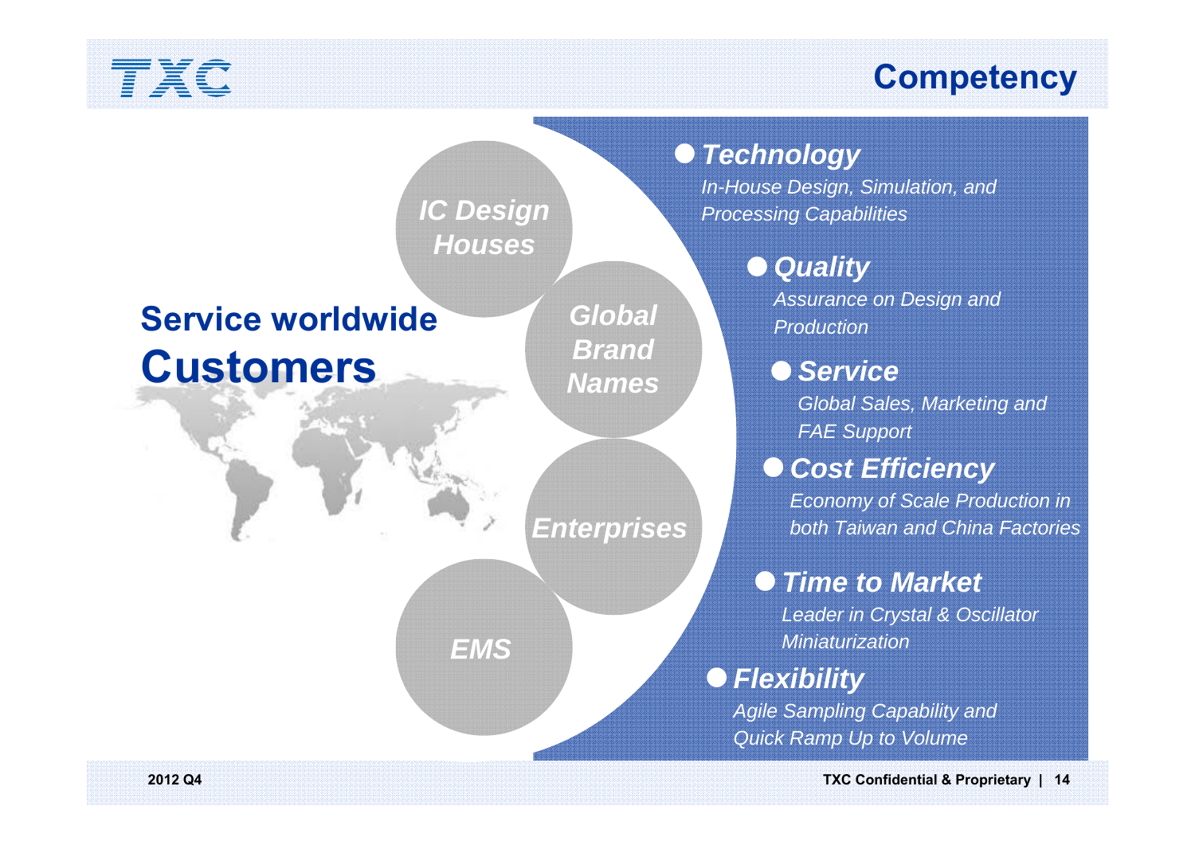# Competency

## Service worldwide Customers

- *IC Design Houses*
- *Global Brand Names*
- *Enterprises*
- *EMS*

- ***Technology***
  *In-House Design, Simulation, and Processing Capabilities*
- ***Quality***
  *Assurance on Design and Production*
- ***Service***
  *Global Sales, Marketing and FAE Support*
- ***Cost Efficiency***
  *Economy of Scale Production in both Taiwan and China Factories*
- ***Time to Market***
  *Leader in Crystal & Oscillator Miniaturization*
- ***Flexibility***
  *Agile Sampling Capability and Quick Ramp Up to Volume*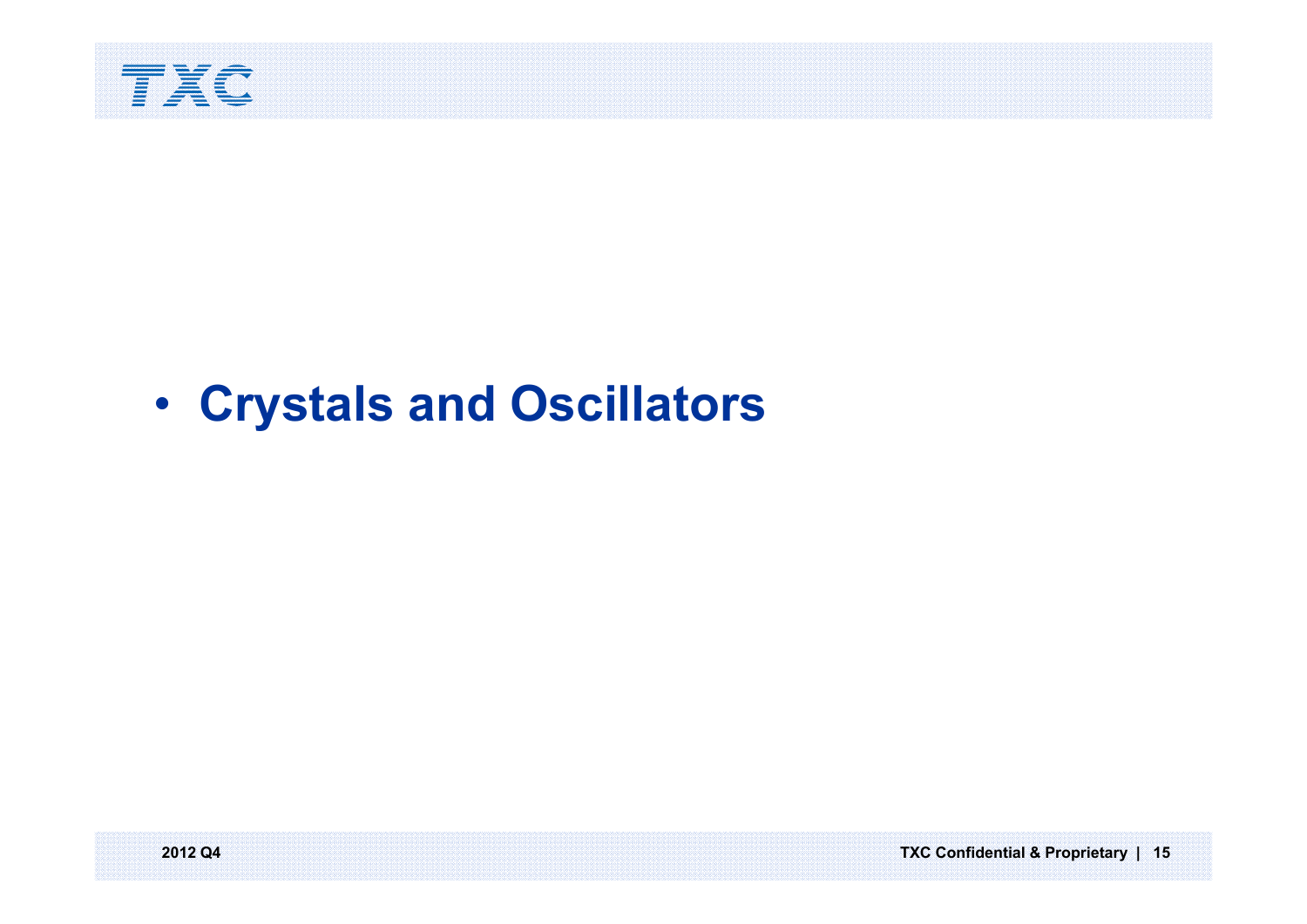- **Crystals and Oscillators**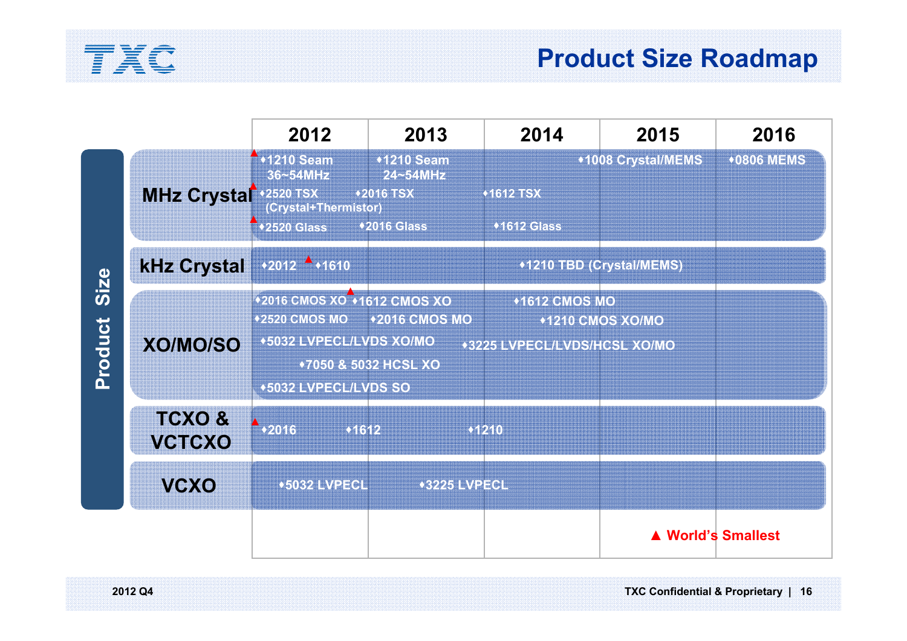# Product Size Roadmap

**Product Size**

| | 2012 | 2013 | 2014 | 2015 | 2016 |
|---|---|---|---|---|---|
| **MHz Crystal** | ▲♦1210 Seam 36~54MHz<br>▲♦2520 TSX (Crystal+Thermistor)<br>▲♦2520 Glass | ♦1210 Seam 24~54MHz<br>♦2016 TSX<br>♦2016 Glass | ♦1612 TSX<br>♦1612 Glass | ♦1008 Crystal/MEMS | ♦0806 MEMS |
| **kHz Crystal** | ♦2012 ▲♦1610 | | ♦1210 TBD (Crystal/MEMS) | | |
| **XO/MO/SO** | ♦2016 CMOS XO<br>♦2520 CMOS MO<br>♦5032 LVPECL/LVDS XO/MO<br>♦7050 & 5032 HCSL XO<br>♦5032 LVPECL/LVDS SO | ▲♦1612 CMOS XO<br>♦2016 CMOS MO<br>♦3225 LVPECL/LVDS/HCSL XO/MO | ♦1612 CMOS MO<br>♦1210 CMOS XO/MO | | |
| **TCXO & VCTCXO** | ▲♦2016 | ♦1612 | ♦1210 | | |
| **VCXO** | ♦5032 LVPECL | ♦3225 LVPECL | | | |

▲ World's Smallest

2012 Q4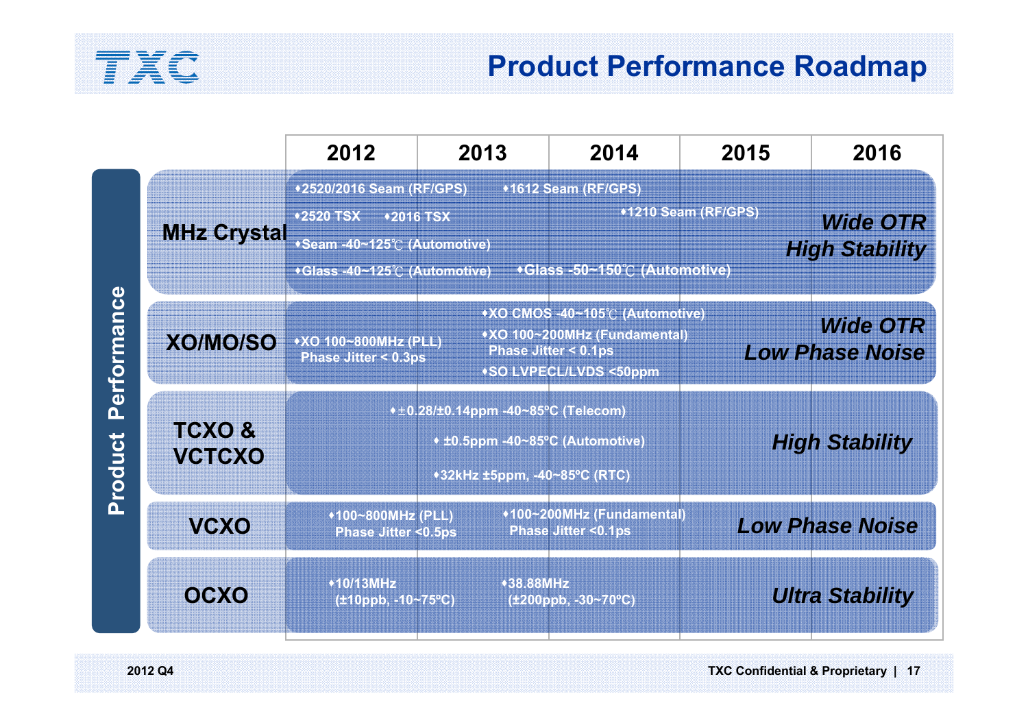# Product Performance Roadmap

**Product Performance**

| | 2012 | 2013 | 2014 | 2015 | 2016 |
|---|---|---|---|---|---|
| **MHz Crystal** | ♦2520/2016 Seam (RF/GPS)<br>♦2520 TSX<br>♦2016 TSX<br>♦Seam -40~125℃ (Automotive)<br>♦Glass -40~125℃ (Automotive) | ♦1612 Seam (RF/GPS)<br>♦Glass -50~150℃ (Automotive) | ♦1210 Seam (RF/GPS) | | *Wide OTR*<br>*High Stability* |
| **XO/MO/SO** | ♦XO 100~800MHz (PLL)<br>Phase Jitter < 0.3ps | ♦XO CMOS -40~105℃ (Automotive)<br>♦XO 100~200MHz (Fundamental)<br>Phase Jitter < 0.1ps<br>♦SO LVPECL/LVDS <50ppm | | | *Wide OTR*<br>*Low Phase Noise* |
| **TCXO & VCTCXO** | ♦±0.28/±0.14ppm -40~85ºC (Telecom) | ♦ ±0.5ppm -40~85ºC (Automotive)<br>♦32kHz ±5ppm, -40~85ºC (RTC) | | | *High Stability* |
| **VCXO** | ♦100~800MHz (PLL)<br>Phase Jitter <0.5ps | ♦100~200MHz (Fundamental)<br>Phase Jitter <0.1ps | | | *Low Phase Noise* |
| **OCXO** | ♦10/13MHz<br>(±10ppb, -10~75ºC) | ♦38.88MHz<br>(±200ppb, -30~70ºC) | | | *Ultra Stability* |

2012 Q4 TXC Confidential & Proprietary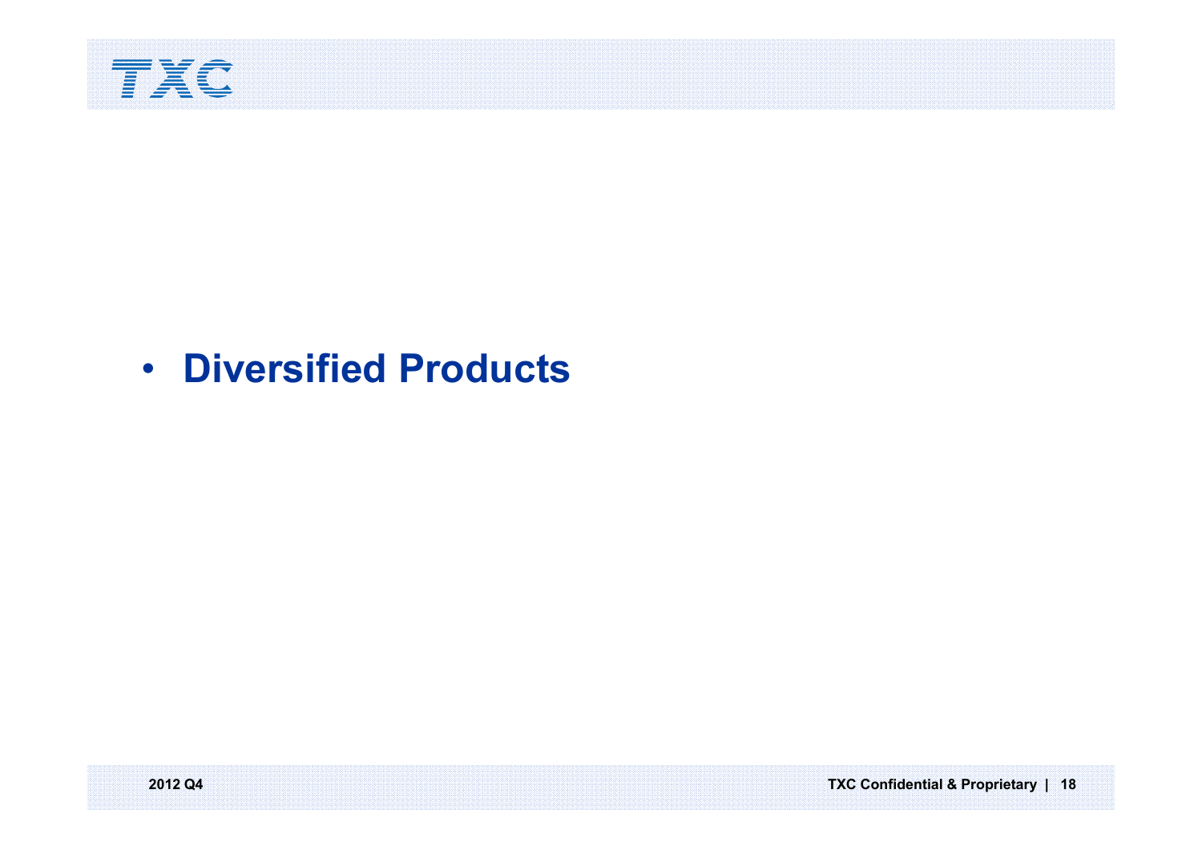- **Diversified Products**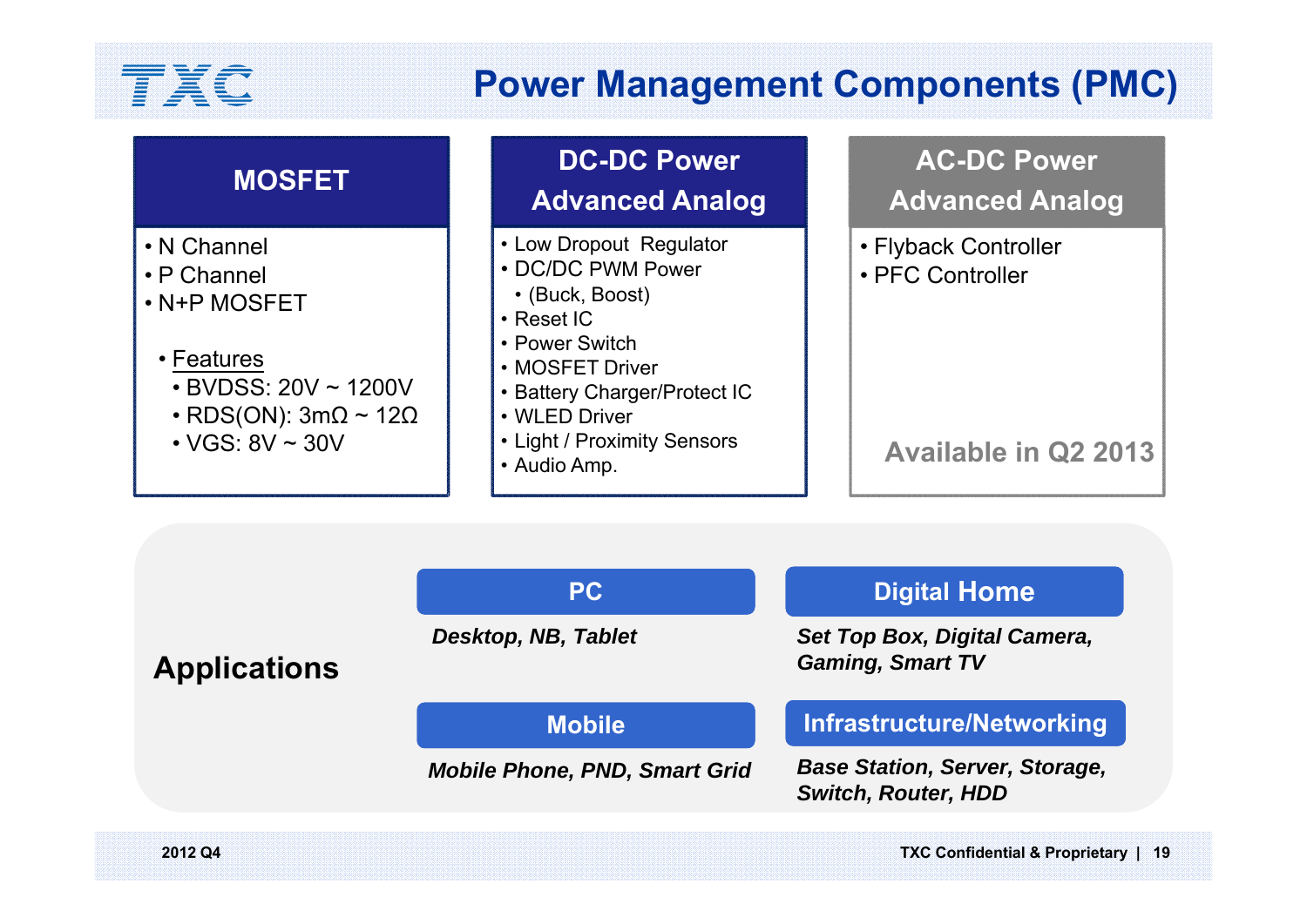# Power Management Components (PMC)

## MOSFET

- N Channel
- P Channel
- N+P MOSFET
  - Features
    - BVDSS: 20V ~ 1200V
    - RDS(ON): 3mΩ ~ 12Ω
    - VGS: 8V ~ 30V

## DC-DC Power Advanced Analog

- Low Dropout Regulator
- DC/DC PWM Power
  - (Buck, Boost)
- Reset IC
- Power Switch
- MOSFET Driver
- Battery Charger/Protect IC
- WLED Driver
- Light / Proximity Sensors
- Audio Amp.

## AC-DC Power Advanced Analog

- Flyback Controller
- PFC Controller

**Available in Q2 2013**

## Applications

**PC**

*Desktop, NB, Tablet*

**Digital Home**

*Set Top Box, Digital Camera, Gaming, Smart TV*

**Mobile**

*Mobile Phone, PND, Smart Grid*

**Infrastructure/Networking**

*Base Station, Server, Storage, Switch, Router, HDD*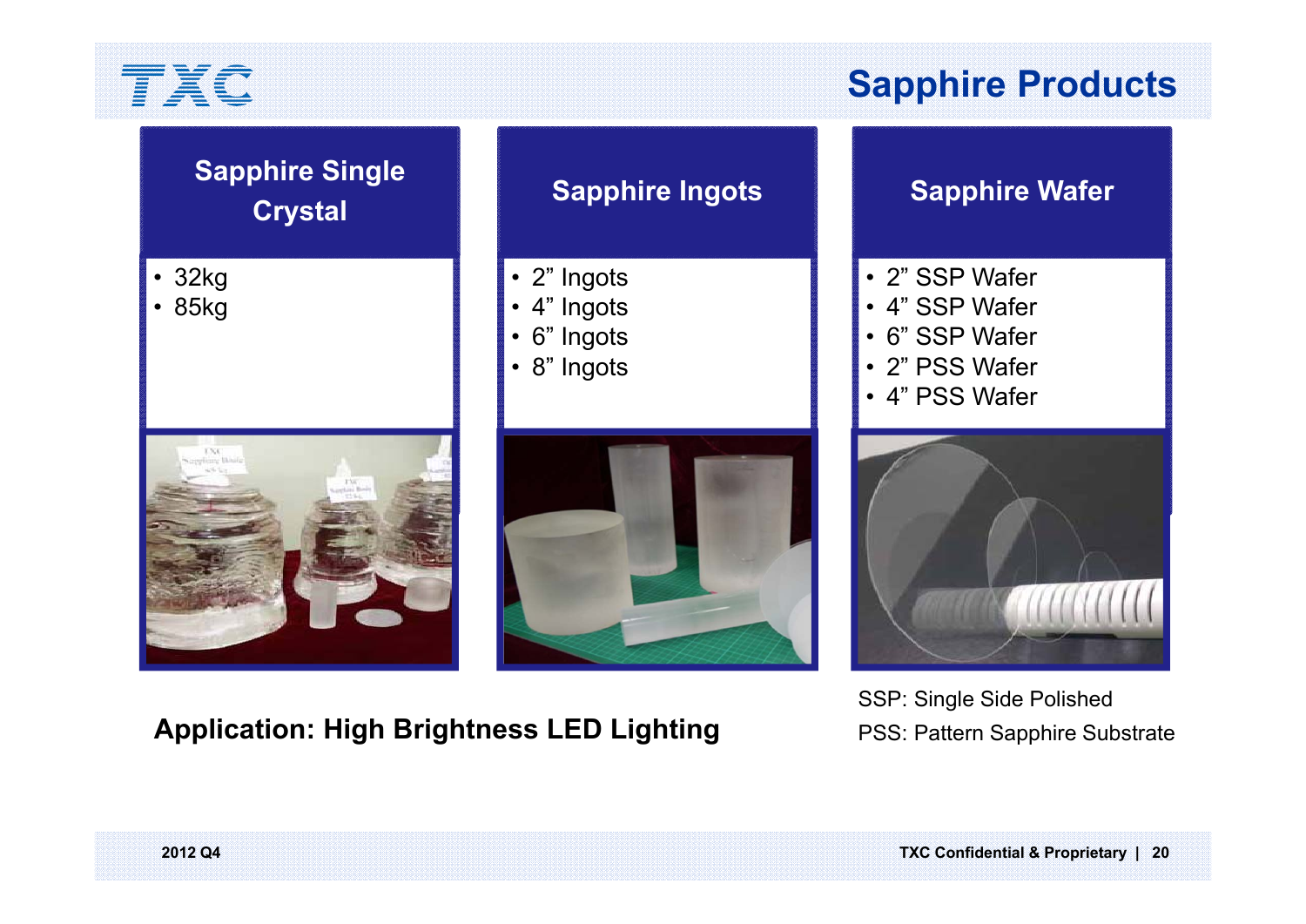# Sapphire Products

## Sapphire Single Crystal

- 32kg
- 85kg

## Sapphire Ingots

- 2" Ingots
- 4" Ingots
- 6" Ingots
- 8" Ingots

## Sapphire Wafer

- 2" SSP Wafer
- 4" SSP Wafer
- 6" SSP Wafer
- 2" PSS Wafer
- 4" PSS Wafer

**Application: High Brightness LED Lighting**

SSP: Single Side Polished

PSS: Pattern Sapphire Substrate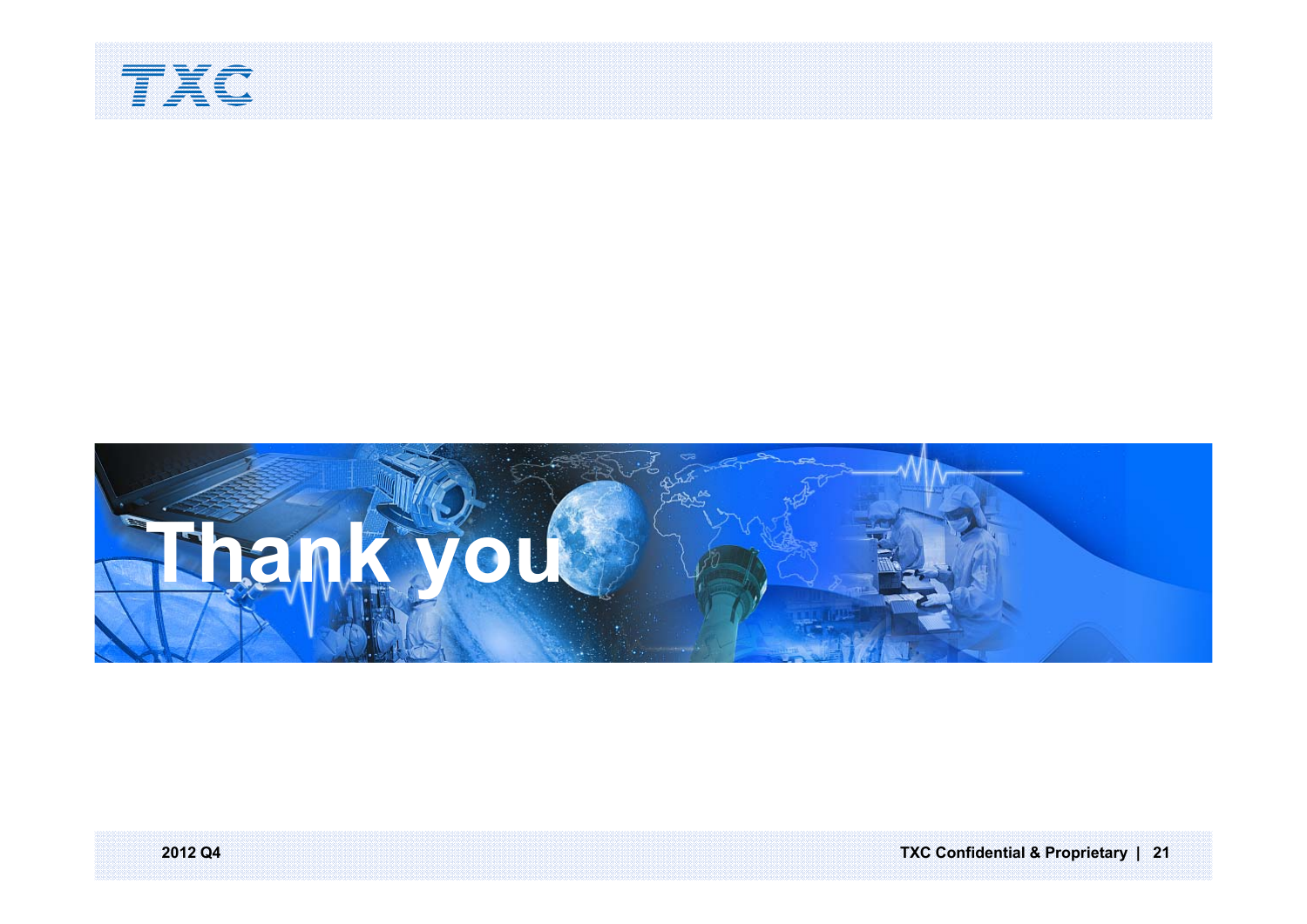# Thank you